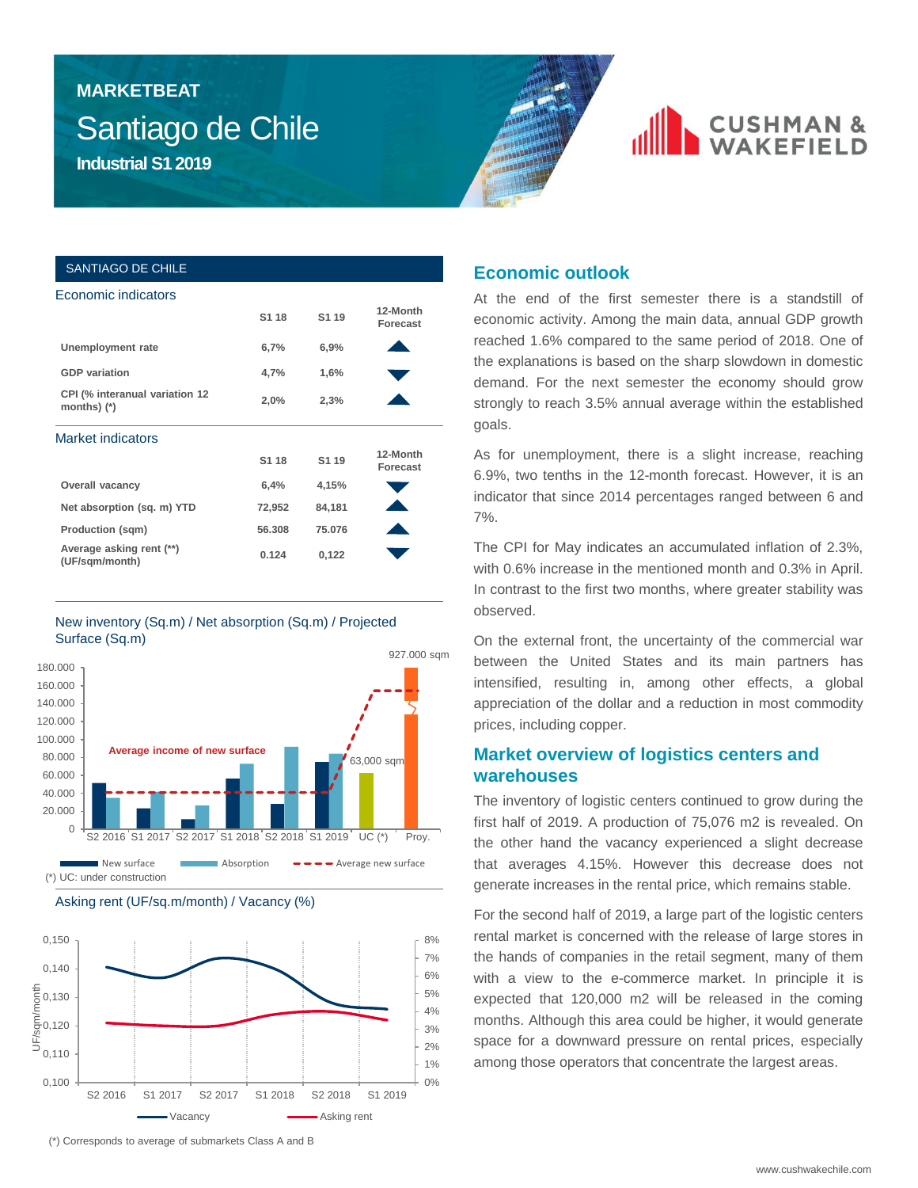# MARKETBEAT

# Santiago de Chile

**Industrial S1 2019**

CUSHMAN & WAKEFIELD

## SANTIAGO DE CHILE

### Economic indicators

| | S1 18 | S1 19 | 12-Month Forecast |
|---|---|---|---|
| **Unemployment rate** | 6,7% | 6,9% | ▲ |
| **GDP variation** | 4,7% | 1,6% | ▼ |
| **CPI (% interanual variation 12 months) (*)** | 2,0% | 2,3% | ▲ |

### Market indicators

| | S1 18 | S1 19 | 12-Month Forecast |
|---|---|---|---|
| **Overall vacancy** | 6,4% | 4,15% | ▼ |
| **Net absorption (sq. m) YTD** | 72,952 | 84,181 | ▲ |
| **Production (sqm)** | 56.308 | 75.076 | ▲ |
| **Average asking rent (**) (UF/sqm/month)** | 0.124 | 0,122 | ▼ |

### New inventory (Sq.m) / Net absorption (Sq.m) / Projected Surface (Sq.m)

(*) UC: under construction

### Asking rent (UF/sq.m/month) / Vacancy (%)

(*) Corresponds to average of submarkets Class A and B

## Economic outlook

At the end of the first semester there is a standstill of economic activity. Among the main data, annual GDP growth reached 1.6% compared to the same period of 2018. One of the explanations is based on the sharp slowdown in domestic demand. For the next semester the economy should grow strongly to reach 3.5% annual average within the established goals.

As for unemployment, there is a slight increase, reaching 6.9%, two tenths in the 12-month forecast. However, it is an indicator that since 2014 percentages ranged between 6 and 7%.

The CPI for May indicates an accumulated inflation of 2.3%, with 0.6% increase in the mentioned month and 0.3% in April. In contrast to the first two months, where greater stability was observed.

On the external front, the uncertainty of the commercial war between the United States and its main partners has intensified, resulting in, among other effects, a global appreciation of the dollar and a reduction in most commodity prices, including copper.

## Market overview of logistics centers and warehouses

The inventory of logistic centers continued to grow during the first half of 2019. A production of 75,076 m2 is revealed. On the other hand the vacancy experienced a slight decrease that averages 4.15%. However this decrease does not generate increases in the rental price, which remains stable.

For the second half of 2019, a large part of the logistic centers rental market is concerned with the release of large stores in the hands of companies in the retail segment, many of them with a view to the e-commerce market. In principle it is expected that 120,000 m2 will be released in the coming months. Although this area could be higher, it would generate space for a downward pressure on rental prices, especially among those operators that concentrate the largest areas.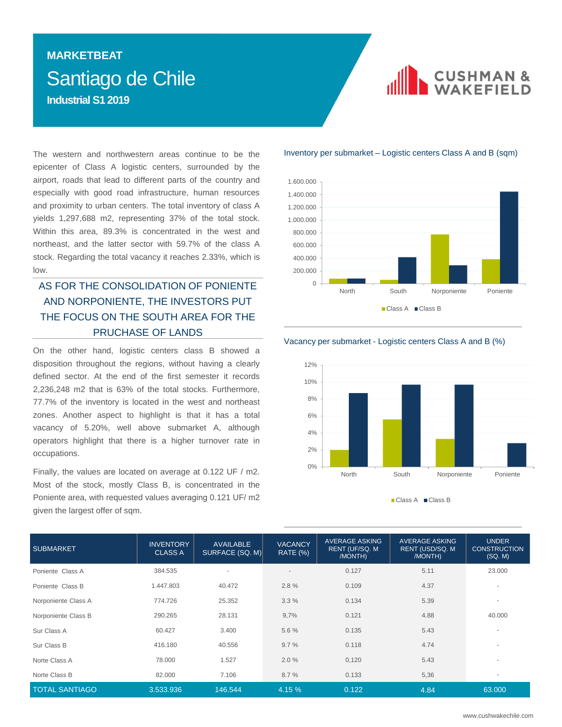**MARKETBEAT**

# Santiago de Chile

**Industrial S1 2019**

The western and northwestern areas continue to be the epicenter of Class A logistic centers, surrounded by the airport, roads that lead to different parts of the country and especially with good road infrastructure, human resources and proximity to urban centers. The total inventory of class A yields 1,297,688 m2, representing 37% of the total stock. Within this area, 89.3% is concentrated in the west and northeast, and the latter sector with 59.7% of the class A stock. Regarding the total vacancy it reaches 2.33%, which is low.

## AS FOR THE CONSOLIDATION OF PONIENTE AND NORPONIENTE, THE INVESTORS PUT THE FOCUS ON THE SOUTH AREA FOR THE PRUCHASE OF LANDS

On the other hand, logistic centers class B showed a disposition throughout the regions, without having a clearly defined sector. At the end of the first semester it records 2,236,248 m2 that is 63% of the total stocks. Furthermore, 77.7% of the inventory is located in the west and northeast zones. Another aspect to highlight is that it has a total vacancy of 5.20%, well above submarket A, although operators highlight that there is a higher turnover rate in occupations.

Finally, the values are located on average at 0.122 UF / m2. Most of the stock, mostly Class B, is concentrated in the Poniente area, with requested values averaging 0.121 UF/ m2 given the largest offer of sqm.

Inventory per submarket – Logistic centers Class A and B (sqm)

Vacancy per submarket - Logistic centers Class A and B (%)

| SUBMARKET | INVENTORY CLASS A | AVAILABLE SURFACE (SQ. M) | VACANCY RATE (%) | AVERAGE ASKING RENT (UF/SQ. M /MONTH) | AVERAGE ASKING RENT (USD/SQ. M /MONTH) | UNDER CONSTRUCTION (SQ. M) |
|---|---|---|---|---|---|---|
| Poniente Class A | 384.535 | - | - | 0.127 | 5.11 | 23.000 |
| Poniente Class B | 1.447.803 | 40.472 | 2.8 % | 0.109 | 4.37 | - |
| Norponiente Class A | 774.726 | 25.352 | 3.3 % | 0.134 | 5.39 | - |
| Norponiente Class B | 290.265 | 28.131 | 9,7% | 0.121 | 4.88 | 40.000 |
| Sur Class A | 60.427 | 3.400 | 5.6 % | 0.135 | 5.43 | - |
| Sur Class B | 416.180 | 40.556 | 9.7 % | 0.118 | 4.74 | - |
| Norte Class A | 78.000 | 1.527 | 2.0 % | 0,120 | 5.43 | - |
| Norte Class B | 82.000 | 7.106 | 8.7 % | 0.133 | 5,36 | - |
| TOTAL SANTIAGO | 3.533.936 | 146.544 | 4.15 % | 0.122 | 4.84 | 63.000 |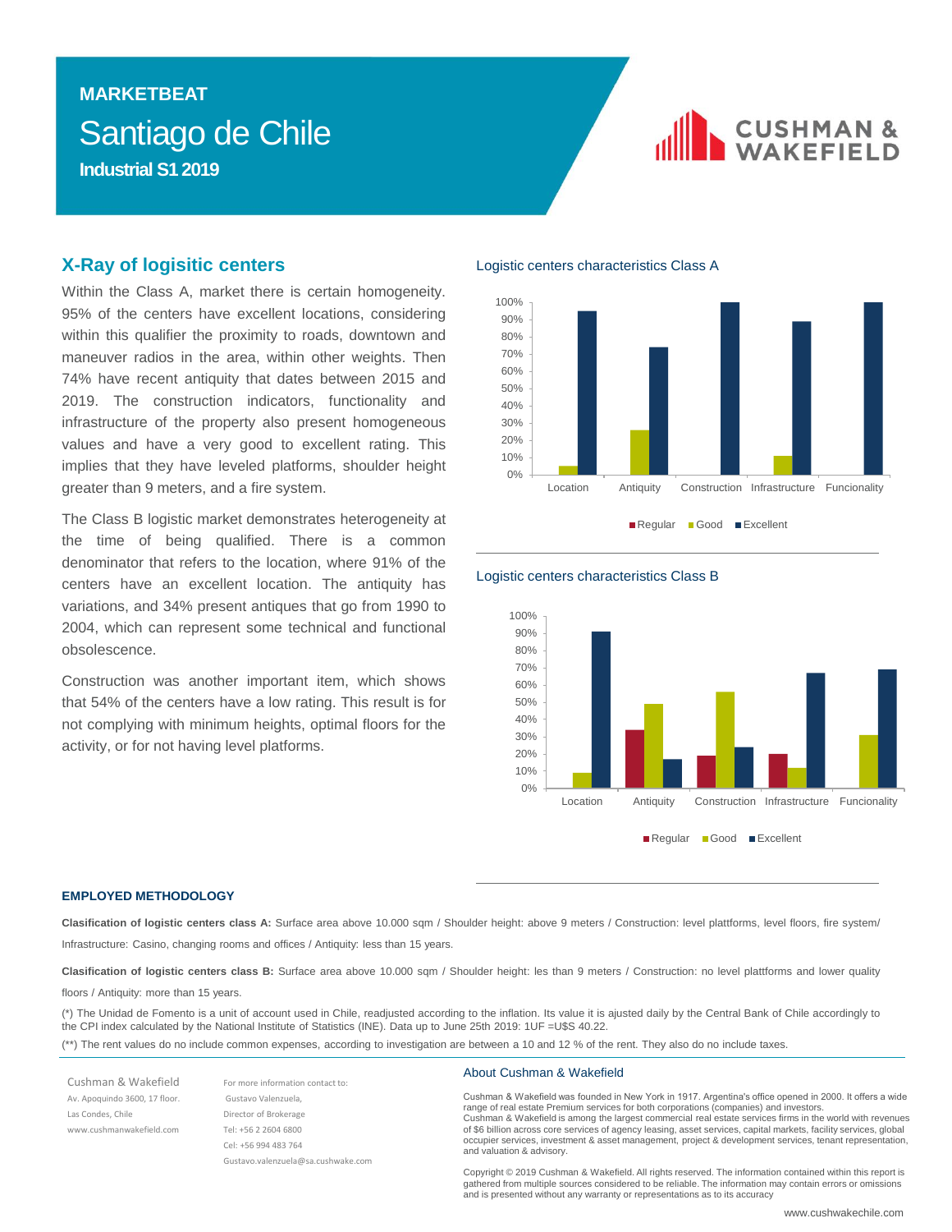# MARKETBEAT

# Santiago de Chile

**Industrial S1 2019**

## X-Ray of logisitic centers

Within the Class A, market there is certain homogeneity. 95% of the centers have excellent locations, considering within this qualifier the proximity to roads, downtown and maneuver radios in the area, within other weights. Then 74% have recent antiquity that dates between 2015 and 2019. The construction indicators, functionality and infrastructure of the property also present homogeneous values and have a very good to excellent rating. This implies that they have leveled platforms, shoulder height greater than 9 meters, and a fire system.

The Class B logistic market demonstrates heterogeneity at the time of being qualified. There is a common denominator that refers to the location, where 91% of the centers have an excellent location. The antiquity has variations, and 34% present antiques that go from 1990 to 2004, which can represent some technical and functional obsolescence.

Construction was another important item, which shows that 54% of the centers have a low rating. This result is for not complying with minimum heights, optimal floors for the activity, or for not having level platforms.

Logistic centers characteristics Class A

100%
90%
80%
70%
60%
50%
40%
30%
20%
10%
0%

Location
Antiquity
Construction
Infrastructure
Funcionality

Regular Good Excellent

Logistic centers characteristics Class B

100%
90%
80%
70%
60%
50%
40%
30%
20%
10%
0%

Location
Antiquity
Construction
Infrastructure
Funcionality

Regular Good Excellent

### EMPLOYED METHODOLOGY

**Clasification of logistic centers class A:** Surface area above 10.000 sqm / Shoulder height: above 9 meters / Construction: level plattforms, level floors, fire system/ Infrastructure: Casino, changing rooms and offices / Antiquity: less than 15 years.

**Clasification of logistic centers class B:** Surface area above 10.000 sqm / Shoulder height: les than 9 meters / Construction: no level plattforms and lower quality floors / Antiquity: more than 15 years.

(*) The Unidad de Fomento is a unit of account used in Chile, readjusted according to the inflation. Its value it is ajusted daily by the Central Bank of Chile accordingly to the CPI index calculated by the National Institute of Statistics (INE). Data up to June 25th 2019: 1UF =U$S 40.22.

(**) The rent values do no include common expenses, according to investigation are between a 10 and 12 % of the rent. They also do no include taxes.

Cushman & Wakefield
Av. Apoquindo 3600, 17 floor.
Las Condes, Chile
www.cushmanwakefield.com

For more information contact to:
Gustavo Valenzuela,
Director of Brokerage
Tel: +56 2 2604 6800
Cel: +56 994 483 764
Gustavo.valenzuela@sa.cushwake.com

### About Cushman & Wakefield

Cushman & Wakefield was founded in New York in 1917. Argentina's office opened in 2000. It offers a wide range of real estate Premium services for both corporations (companies) and investors.
Cushman & Wakefield is among the largest commercial real estate services firms in the world with revenues of $6 billion across core services of agency leasing, asset services, capital markets, facility services, global occupier services, investment & asset management, project & development services, tenant representation, and valuation & advisory.

Copyright © 2019 Cushman & Wakefield. All rights reserved. The information contained within this report is gathered from multiple sources considered to be reliable. The information may contain errors or omissions and is presented without any warranty or representations as to its accuracy

www.cushwakechile.com